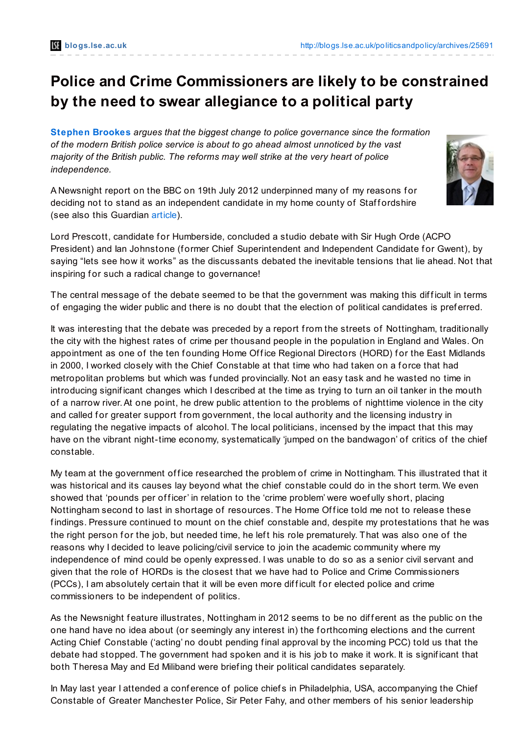# Police and Crime Commissioners are likely to be constrained by the need to swear allegiance to a political party

**Stephen Brookes** *argues that the biggest change to police governance since the formation of the modern British police service is about to go ahead almost unnoticed by the vast majority of the British public. The reforms may well strike at the very heart of police independence.*

A Newsnight report on the BBC on 19th July 2012 underpinned many of my reasons for deciding not to stand as an independent candidate in my home county of Staffordshire (see also this Guardian article).

Lord Prescott, candidate for Humberside, concluded a studio debate with Sir Hugh Orde (ACPO President) and Ian Johnstone (former Chief Superintendent and Independent Candidate for Gwent), by saying "lets see how it works" as the discussants debated the inevitable tensions that lie ahead. Not that inspiring for such a radical change to governance!

The central message of the debate seemed to be that the government was making this difficult in terms of engaging the wider public and there is no doubt that the election of political candidates is preferred.

It was interesting that the debate was preceded by a report from the streets of Nottingham, traditionally the city with the highest rates of crime per thousand people in the population in England and Wales. On appointment as one of the ten founding Home Office Regional Directors (HORD) for the East Midlands in 2000, I worked closely with the Chief Constable at that time who had taken on a force that had metropolitan problems but which was funded provincially. Not an easy task and he wasted no time in introducing significant changes which I described at the time as trying to turn an oil tanker in the mouth of a narrow river. At one point, he drew public attention to the problems of nighttime violence in the city and called for greater support from government, the local authority and the licensing industry in regulating the negative impacts of alcohol. The local politicians, incensed by the impact that this may have on the vibrant night-time economy, systematically 'jumped on the bandwagon' of critics of the chief constable.

My team at the government office researched the problem of crime in Nottingham. This illustrated that it was historical and its causes lay beyond what the chief constable could do in the short term. We even showed that 'pounds per officer' in relation to the 'crime problem' were woefully short, placing Nottingham second to last in shortage of resources. The Home Office told me not to release these findings. Pressure continued to mount on the chief constable and, despite my protestations that he was the right person for the job, but needed time, he left his role prematurely. That was also one of the reasons why I decided to leave policing/civil service to join the academic community where my independence of mind could be openly expressed. I was unable to do so as a senior civil servant and given that the role of HORDs is the closest that we have had to Police and Crime Commissioners (PCCs), I am absolutely certain that it will be even more difficult for elected police and crime commissioners to be independent of politics.

As the Newsnight feature illustrates, Nottingham in 2012 seems to be no different as the public on the one hand have no idea about (or seemingly any interest in) the forthcoming elections and the current Acting Chief Constable ('acting' no doubt pending final approval by the incoming PCC) told us that the debate had stopped. The government had spoken and it is his job to make it work. It is significant that both Theresa May and Ed Miliband were briefing their political candidates separately.

In May last year I attended a conference of police chiefs in Philadelphia, USA, accompanying the Chief Constable of Greater Manchester Police, Sir Peter Fahy, and other members of his senior leadership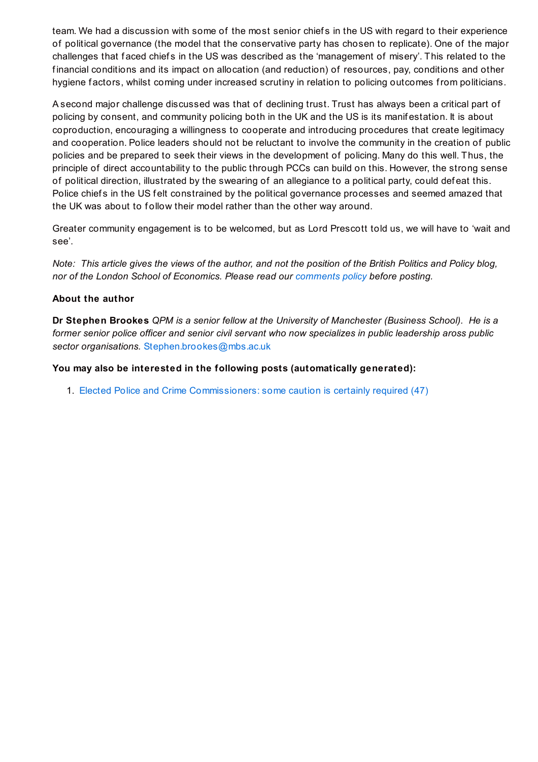team. We had a discussion with some of the most senior chiefs in the US with regard to their experience of political governance (the model that the conservative party has chosen to replicate). One of the major challenges that faced chiefs in the US was described as the 'management of misery'. This related to the financial conditions and its impact on allocation (and reduction) of resources, pay, conditions and other hygiene factors, whilst coming under increased scrutiny in relation to policing outcomes from politicians.

A second major challenge discussed was that of declining trust. Trust has always been a critical part of policing by consent, and community policing both in the UK and the US is its manifestation. It is about coproduction, encouraging a willingness to cooperate and introducing procedures that create legitimacy and cooperation. Police leaders should not be reluctant to involve the community in the creation of public policies and be prepared to seek their views in the development of policing. Many do this well. Thus, the principle of direct accountability to the public through PCCs can build on this. However, the strong sense of political direction, illustrated by the swearing of an allegiance to a political party, could defeat this. Police chiefs in the US felt constrained by the political governance processes and seemed amazed that the UK was about to follow their model rather than the other way around.

Greater community engagement is to be welcomed, but as Lord Prescott told us, we will have to 'wait and see'.

*Note: This article gives the views of the author, and not the position of the British Politics and Policy blog, nor of the London School of Economics. Please read our comments policy before posting.*

**About the author**

**Dr Stephen Brookes** *QPM is a senior fellow at the University of Manchester (Business School). He is a former senior police officer and senior civil servant who now specializes in public leadership aross public sector organisations.* Stephen.brookes@mbs.ac.uk

**You may also be interested in the following posts (automatically generated):**

1. Elected Police and Crime Commissioners: some caution is certainly required (47)